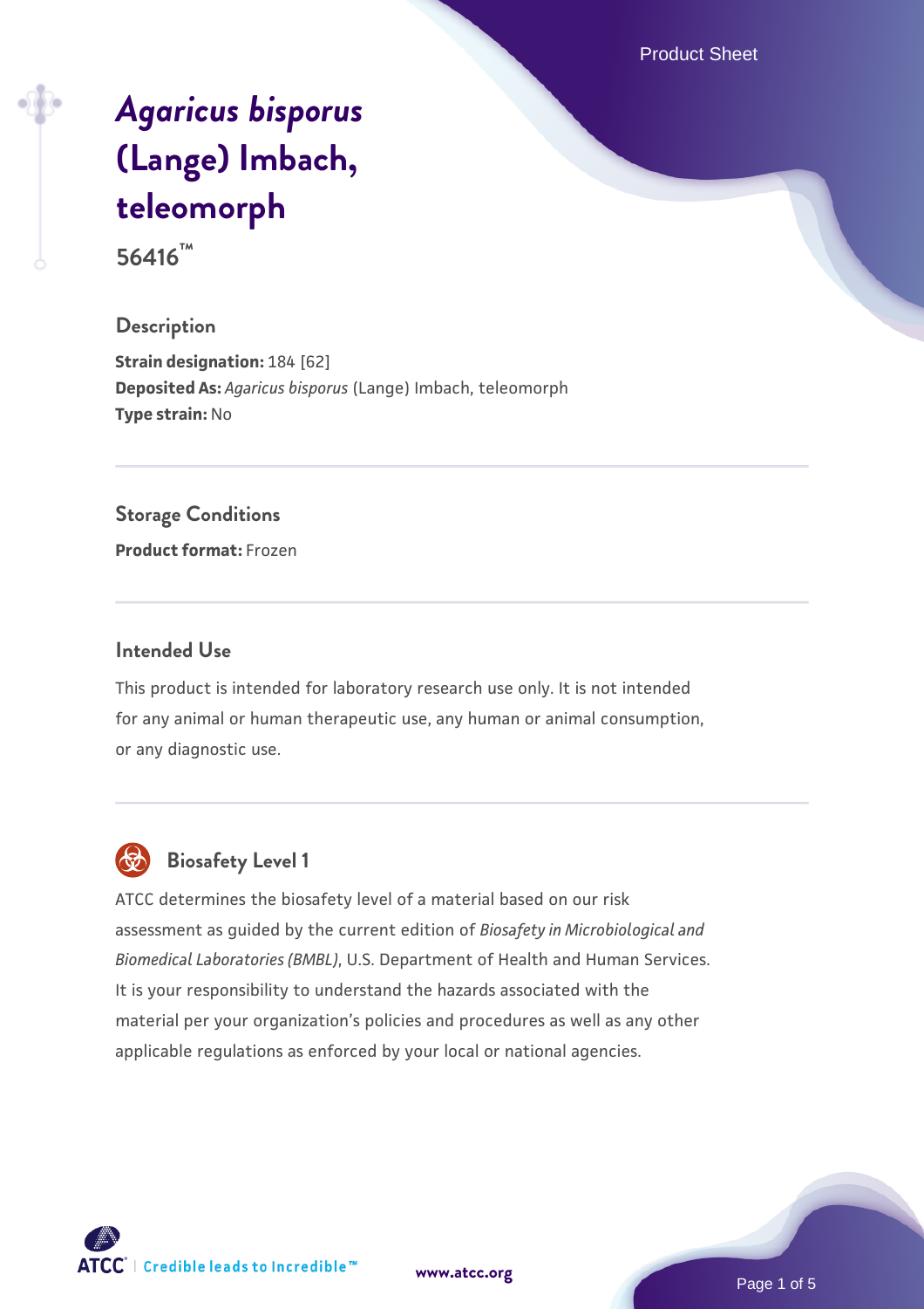# *Agaricus bisporus* (Lange) Imbach, teleomorph

**56416™**

## Description

**Strain designation:** 184 [62]
**Deposited As:** *Agaricus bisporus* (Lange) Imbach, teleomorph
**Type strain:** No

## Storage Conditions

**Product format:** Frozen

## Intended Use

This product is intended for laboratory research use only. It is not intended for any animal or human therapeutic use, any human or animal consumption, or any diagnostic use.

## Biosafety Level 1

ATCC determines the biosafety level of a material based on our risk assessment as guided by the current edition of *Biosafety in Microbiological and Biomedical Laboratories (BMBL)*, U.S. Department of Health and Human Services. It is your responsibility to understand the hazards associated with the material per your organization's policies and procedures as well as any other applicable regulations as enforced by your local or national agencies.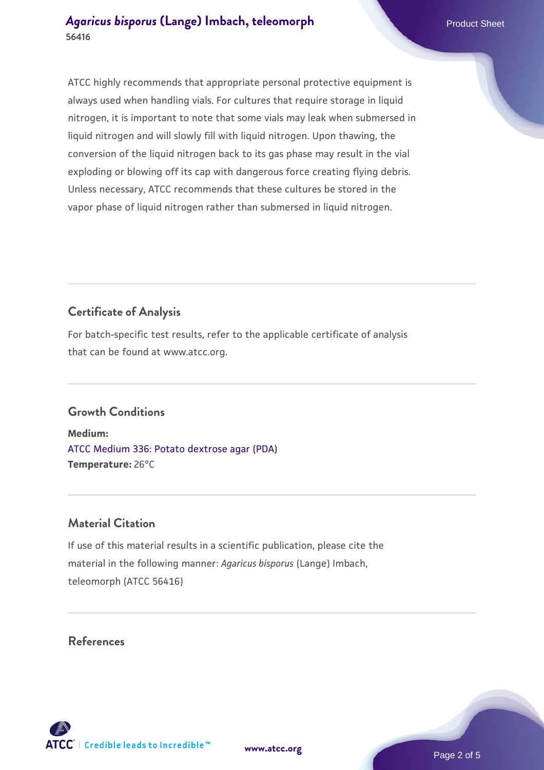ATCC highly recommends that appropriate personal protective equipment is always used when handling vials. For cultures that require storage in liquid nitrogen, it is important to note that some vials may leak when submersed in liquid nitrogen and will slowly fill with liquid nitrogen. Upon thawing, the conversion of the liquid nitrogen back to its gas phase may result in the vial exploding or blowing off its cap with dangerous force creating flying debris. Unless necessary, ATCC recommends that these cultures be stored in the vapor phase of liquid nitrogen rather than submersed in liquid nitrogen.

## Certificate of Analysis

For batch-specific test results, refer to the applicable certificate of analysis that can be found at www.atcc.org.

## Growth Conditions

**Medium:**
ATCC Medium 336: Potato dextrose agar (PDA)
**Temperature:** 26°C

## Material Citation

If use of this material results in a scientific publication, please cite the material in the following manner: *Agaricus bisporus* (Lange) Imbach, teleomorph (ATCC 56416)

## References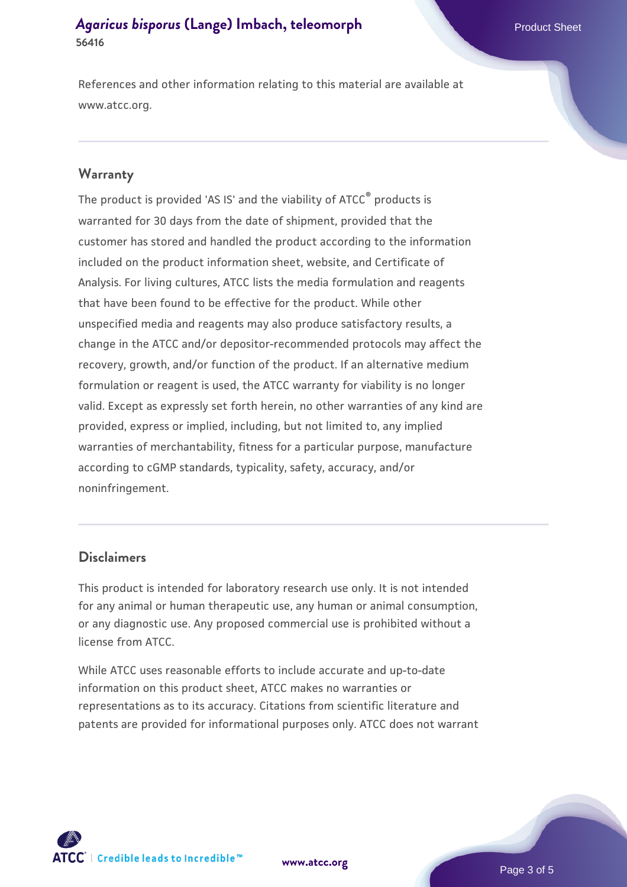References and other information relating to this material are available at www.atcc.org.

## Warranty

The product is provided 'AS IS' and the viability of ATCC® products is warranted for 30 days from the date of shipment, provided that the customer has stored and handled the product according to the information included on the product information sheet, website, and Certificate of Analysis. For living cultures, ATCC lists the media formulation and reagents that have been found to be effective for the product. While other unspecified media and reagents may also produce satisfactory results, a change in the ATCC and/or depositor-recommended protocols may affect the recovery, growth, and/or function of the product. If an alternative medium formulation or reagent is used, the ATCC warranty for viability is no longer valid. Except as expressly set forth herein, no other warranties of any kind are provided, express or implied, including, but not limited to, any implied warranties of merchantability, fitness for a particular purpose, manufacture according to cGMP standards, typicality, safety, accuracy, and/or noninfringement.

## Disclaimers

This product is intended for laboratory research use only. It is not intended for any animal or human therapeutic use, any human or animal consumption, or any diagnostic use. Any proposed commercial use is prohibited without a license from ATCC.

While ATCC uses reasonable efforts to include accurate and up-to-date information on this product sheet, ATCC makes no warranties or representations as to its accuracy. Citations from scientific literature and patents are provided for informational purposes only. ATCC does not warrant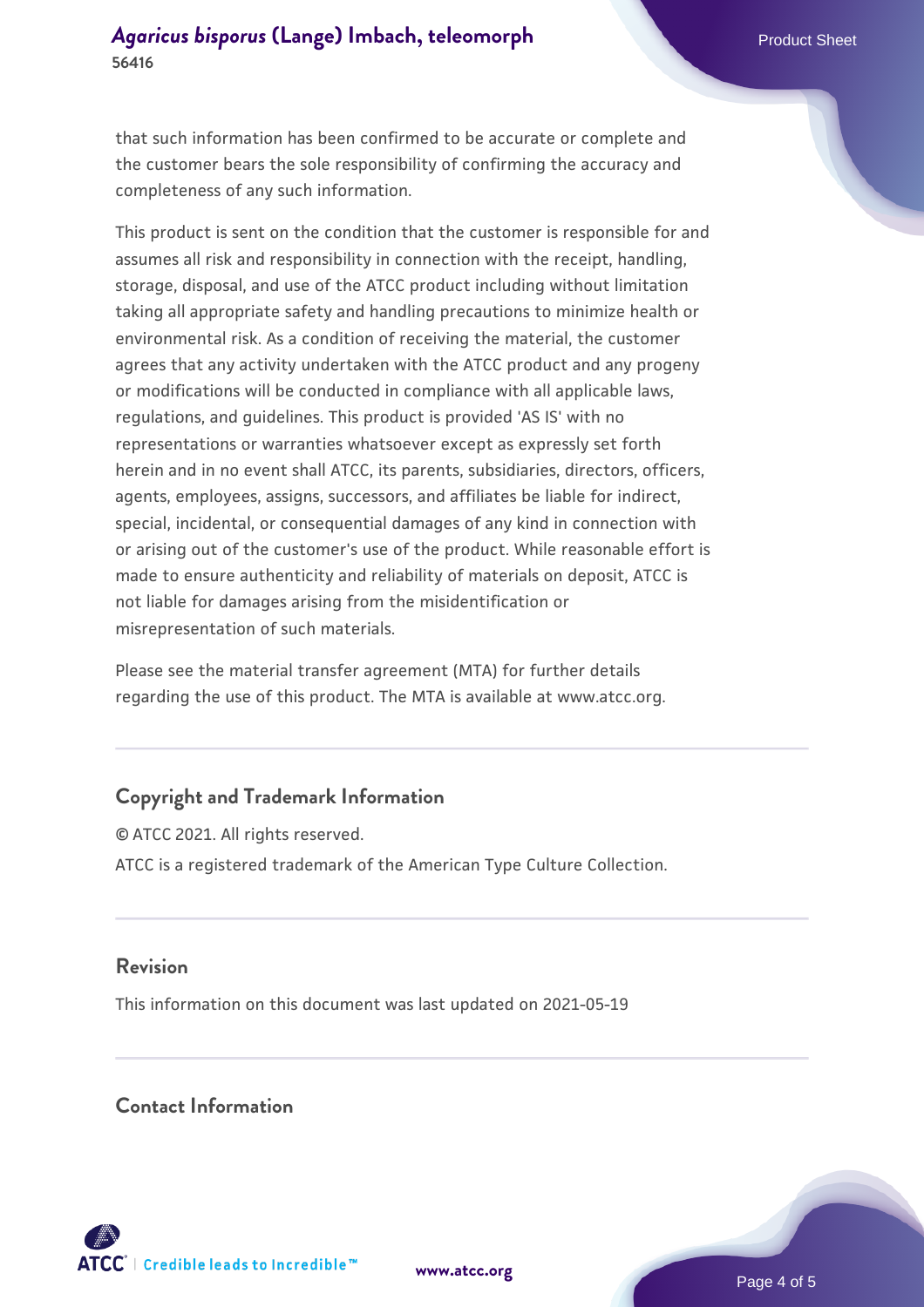that such information has been confirmed to be accurate or complete and the customer bears the sole responsibility of confirming the accuracy and completeness of any such information.

This product is sent on the condition that the customer is responsible for and assumes all risk and responsibility in connection with the receipt, handling, storage, disposal, and use of the ATCC product including without limitation taking all appropriate safety and handling precautions to minimize health or environmental risk. As a condition of receiving the material, the customer agrees that any activity undertaken with the ATCC product and any progeny or modifications will be conducted in compliance with all applicable laws, regulations, and guidelines. This product is provided 'AS IS' with no representations or warranties whatsoever except as expressly set forth herein and in no event shall ATCC, its parents, subsidiaries, directors, officers, agents, employees, assigns, successors, and affiliates be liable for indirect, special, incidental, or consequential damages of any kind in connection with or arising out of the customer's use of the product. While reasonable effort is made to ensure authenticity and reliability of materials on deposit, ATCC is not liable for damages arising from the misidentification or misrepresentation of such materials.

Please see the material transfer agreement (MTA) for further details regarding the use of this product. The MTA is available at www.atcc.org.

## Copyright and Trademark Information

© ATCC 2021. All rights reserved.

ATCC is a registered trademark of the American Type Culture Collection.

## Revision

This information on this document was last updated on 2021-05-19

## Contact Information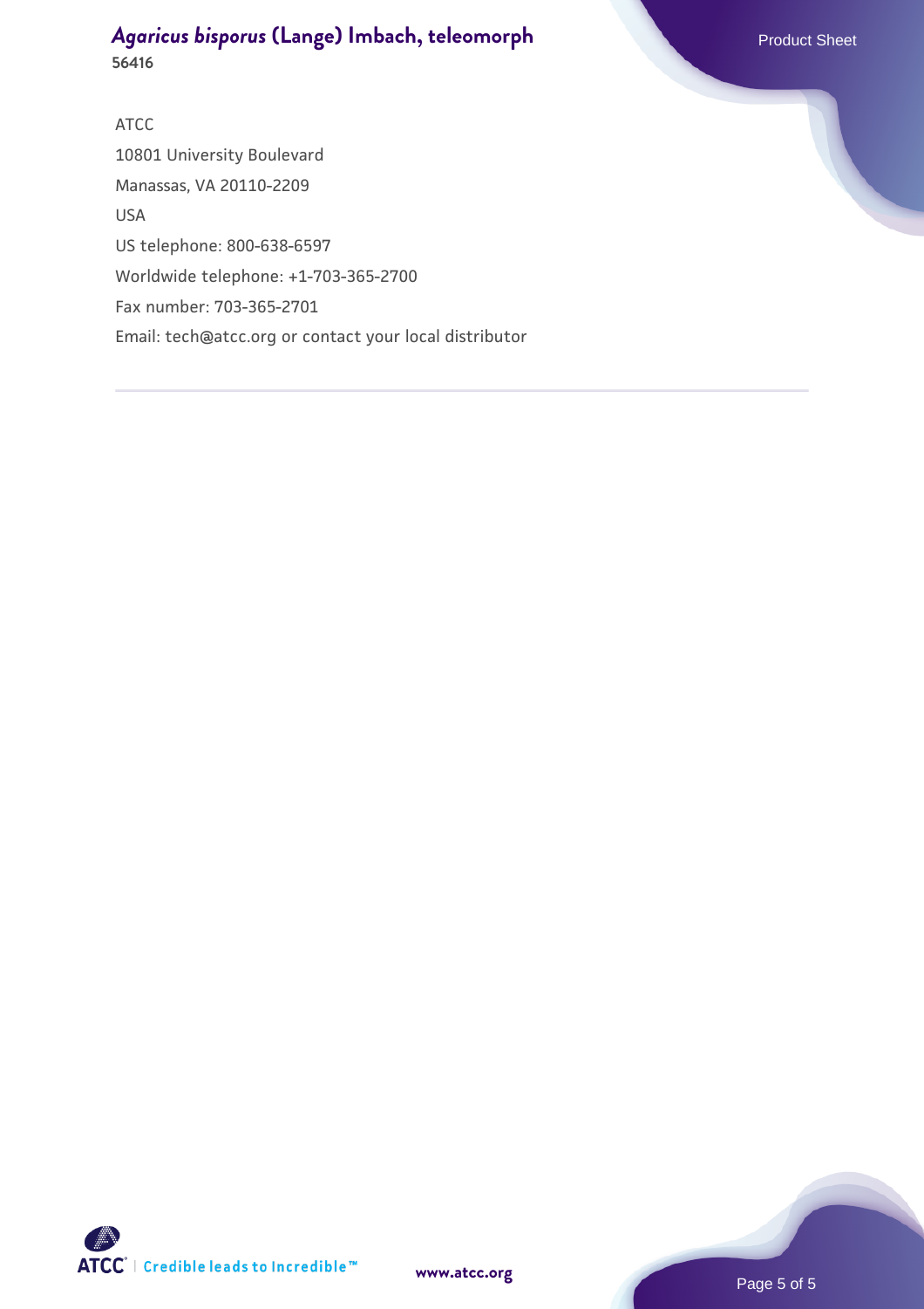ATCC

10801 University Boulevard

Manassas, VA 20110-2209

USA

US telephone: 800-638-6597

Worldwide telephone: +1-703-365-2700

Fax number: 703-365-2701

Email: tech@atcc.org or contact your local distributor